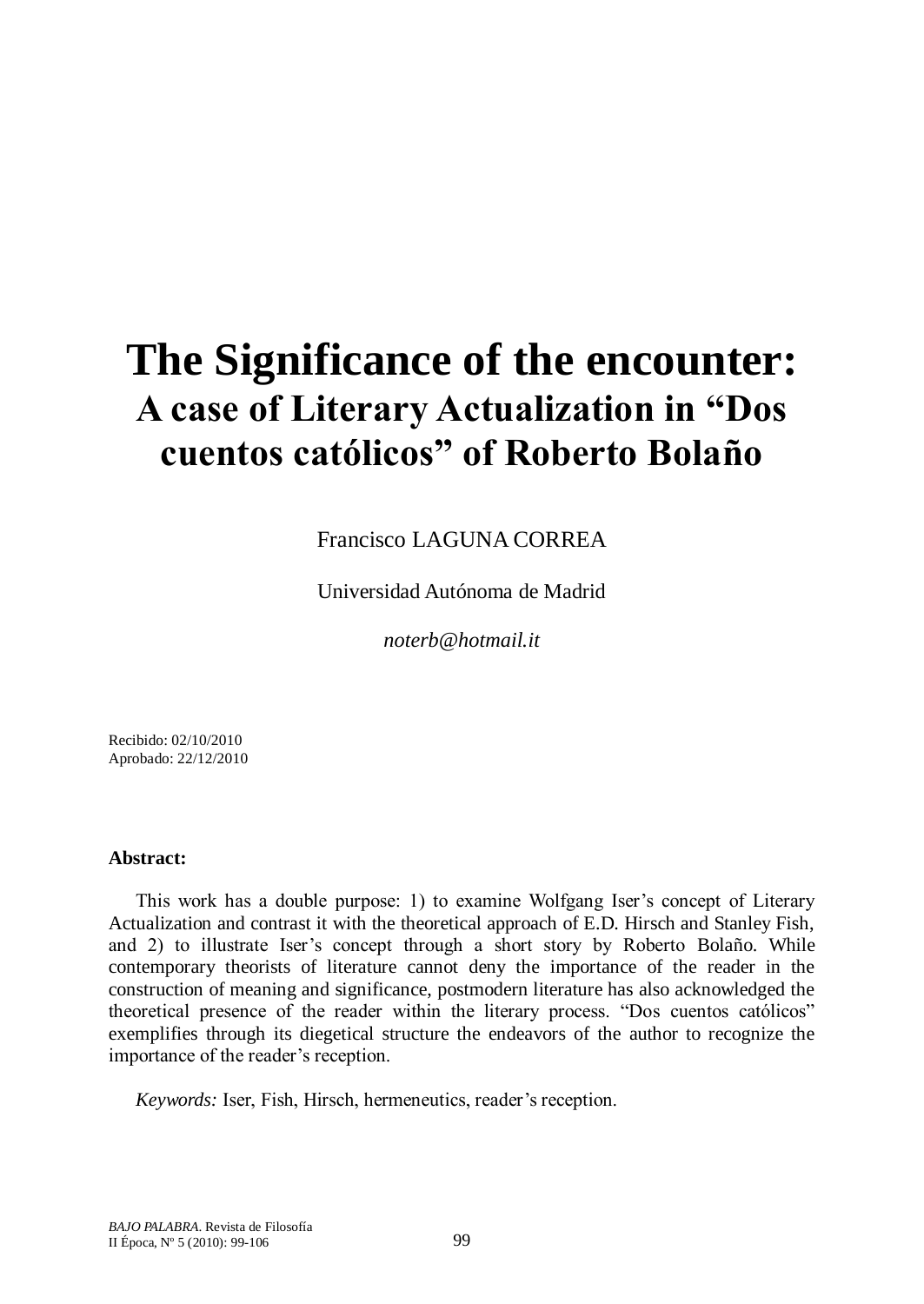# The Significance of the encounter:
## A case of Literary Actualization in "Dos cuentos católicos" of Roberto Bolaño

Francisco LAGUNA CORREA

Universidad Autónoma de Madrid

*noterb@hotmail.it*

Recibido: 02/10/2010
Aprobado: 22/12/2010

**Abstract:**

This work has a double purpose: 1) to examine Wolfgang Iser's concept of Literary Actualization and contrast it with the theoretical approach of E.D. Hirsch and Stanley Fish, and 2) to illustrate Iser's concept through a short story by Roberto Bolaño. While contemporary theorists of literature cannot deny the importance of the reader in the construction of meaning and significance, postmodern literature has also acknowledged the theoretical presence of the reader within the literary process. "Dos cuentos católicos" exemplifies through its diegetical structure the endeavors of the author to recognize the importance of the reader's reception.

*Keywords:* Iser, Fish, Hirsch, hermeneutics, reader's reception.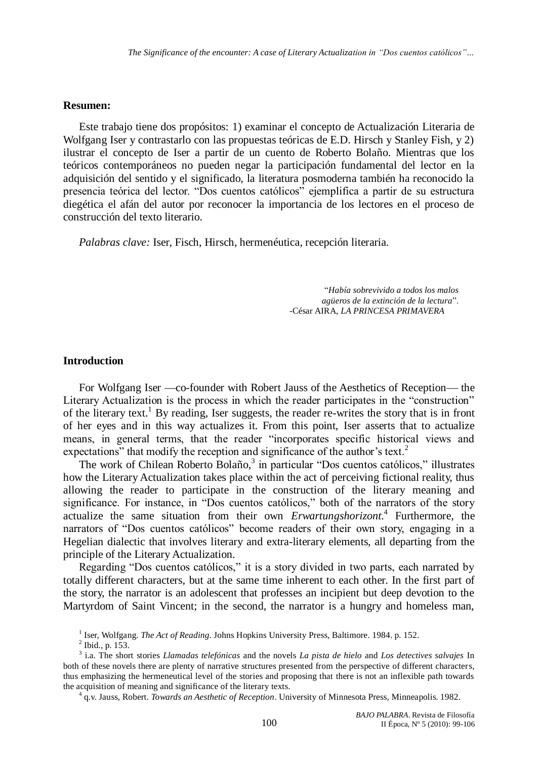**Resumen:**

Este trabajo tiene dos propósitos: 1) examinar el concepto de Actualización Literaria de Wolfgang Iser y contrastarlo con las propuestas teóricas de E.D. Hirsch y Stanley Fish, y 2) ilustrar el concepto de Iser a partir de un cuento de Roberto Bolaño. Mientras que los teóricos contemporáneos no pueden negar la participación fundamental del lector en la adquisición del sentido y el significado, la literatura posmoderna también ha reconocido la presencia teórica del lector. "Dos cuentos católicos" ejemplifica a partir de su estructura diegética el afán del autor por reconocer la importancia de los lectores en el proceso de construcción del texto literario.

*Palabras clave:* Iser, Fisch, Hirsch, hermenéutica, recepción literaria.

> "*Había sobrevivido a todos los malos agüeros de la extinción de la lectura*".
> -César AIRA, *LA PRINCESA PRIMAVERA*

## Introduction

For Wolfgang Iser —co-founder with Robert Jauss of the Aesthetics of Reception— the Literary Actualization is the process in which the reader participates in the "construction" of the literary text.[1] By reading, Iser suggests, the reader re-writes the story that is in front of her eyes and in this way actualizes it. From this point, Iser asserts that to actualize means, in general terms, that the reader "incorporates specific historical views and expectations" that modify the reception and significance of the author's text.[2]

The work of Chilean Roberto Bolaño,[3] in particular "Dos cuentos católicos," illustrates how the Literary Actualization takes place within the act of perceiving fictional reality, thus allowing the reader to participate in the construction of the literary meaning and significance. For instance, in "Dos cuentos católicos," both of the narrators of the story actualize the same situation from their own *Erwartungshorizont*.[4] Furthermore, the narrators of "Dos cuentos católicos" become readers of their own story, engaging in a Hegelian dialectic that involves literary and extra-literary elements, all departing from the principle of the Literary Actualization.

Regarding "Dos cuentos católicos," it is a story divided in two parts, each narrated by totally different characters, but at the same time inherent to each other. In the first part of the story, the narrator is an adolescent that professes an incipient but deep devotion to the Martyrdom of Saint Vincent; in the second, the narrator is a hungry and homeless man,

---

[1] Iser, Wolfgang. *The Act of Reading*. Johns Hopkins University Press, Baltimore. 1984. p. 152.

[2] Ibid., p. 153.

[3] i.a. The short stories *Llamadas telefónicas* and the novels *La pista de hielo* and *Los detectives salvajes* In both of these novels there are plenty of narrative structures presented from the perspective of different characters, thus emphasizing the hermeneutical level of the stories and proposing that there is not an inflexible path towards the acquisition of meaning and significance of the literary texts.

[4] q.v. Jauss, Robert. *Towards an Aesthetic of Reception*. University of Minnesota Press, Minneapolis. 1982.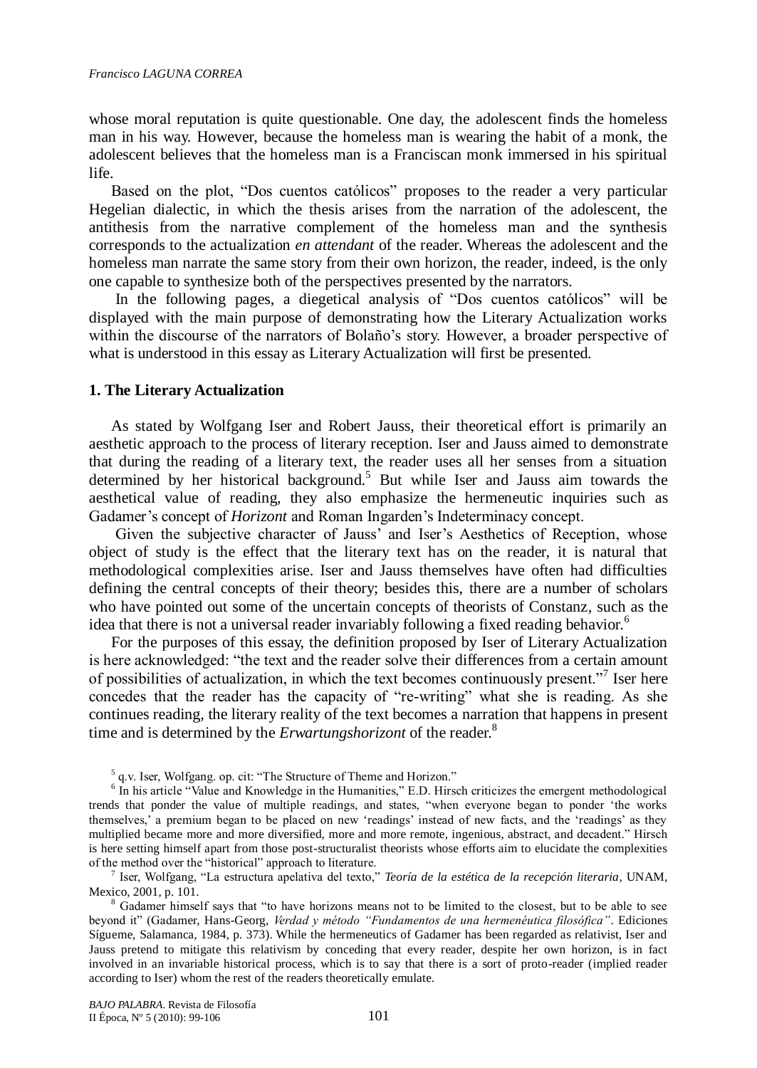whose moral reputation is quite questionable. One day, the adolescent finds the homeless man in his way. However, because the homeless man is wearing the habit of a monk, the adolescent believes that the homeless man is a Franciscan monk immersed in his spiritual life.

Based on the plot, "Dos cuentos católicos" proposes to the reader a very particular Hegelian dialectic, in which the thesis arises from the narration of the adolescent, the antithesis from the narrative complement of the homeless man and the synthesis corresponds to the actualization *en attendant* of the reader. Whereas the adolescent and the homeless man narrate the same story from their own horizon, the reader, indeed, is the only one capable to synthesize both of the perspectives presented by the narrators.

In the following pages, a diegetical analysis of "Dos cuentos católicos" will be displayed with the main purpose of demonstrating how the Literary Actualization works within the discourse of the narrators of Bolaño's story. However, a broader perspective of what is understood in this essay as Literary Actualization will first be presented.

## 1. The Literary Actualization

As stated by Wolfgang Iser and Robert Jauss, their theoretical effort is primarily an aesthetic approach to the process of literary reception. Iser and Jauss aimed to demonstrate that during the reading of a literary text, the reader uses all her senses from a situation determined by her historical background.[5] But while Iser and Jauss aim towards the aesthetical value of reading, they also emphasize the hermeneutic inquiries such as Gadamer's concept of *Horizont* and Roman Ingarden's Indeterminacy concept.

Given the subjective character of Jauss' and Iser's Aesthetics of Reception, whose object of study is the effect that the literary text has on the reader, it is natural that methodological complexities arise. Iser and Jauss themselves have often had difficulties defining the central concepts of their theory; besides this, there are a number of scholars who have pointed out some of the uncertain concepts of theorists of Constanz, such as the idea that there is not a universal reader invariably following a fixed reading behavior.[6]

For the purposes of this essay, the definition proposed by Iser of Literary Actualization is here acknowledged: "the text and the reader solve their differences from a certain amount of possibilities of actualization, in which the text becomes continuously present."[7] Iser here concedes that the reader has the capacity of "re-writing" what she is reading. As she continues reading, the literary reality of the text becomes a narration that happens in present time and is determined by the *Erwartungshorizont* of the reader.[8]

---

[5] q.v. Iser, Wolfgang. op. cit: "The Structure of Theme and Horizon."

[6] In his article "Value and Knowledge in the Humanities," E.D. Hirsch criticizes the emergent methodological trends that ponder the value of multiple readings, and states, "when everyone began to ponder 'the works themselves,' a premium began to be placed on new 'readings' instead of new facts, and the 'readings' as they multiplied became more and more diversified, more and more remote, ingenious, abstract, and decadent." Hirsch is here setting himself apart from those post-structuralist theorists whose efforts aim to elucidate the complexities of the method over the "historical" approach to literature.

[7] Iser, Wolfgang, "La estructura apelativa del texto," *Teoría de la estética de la recepción literaria*, UNAM, Mexico, 2001, p. 101.

[8] Gadamer himself says that "to have horizons means not to be limited to the closest, but to be able to see beyond it" (Gadamer, Hans-Georg, *Verdad y método "Fundamentos de una hermenéutica filosófica"*. Ediciones Sígueme, Salamanca, 1984, p. 373). While the hermeneutics of Gadamer has been regarded as relativist, Iser and Jauss pretend to mitigate this relativism by conceding that every reader, despite her own horizon, is in fact involved in an invariable historical process, which is to say that there is a sort of proto-reader (implied reader according to Iser) whom the rest of the readers theoretically emulate.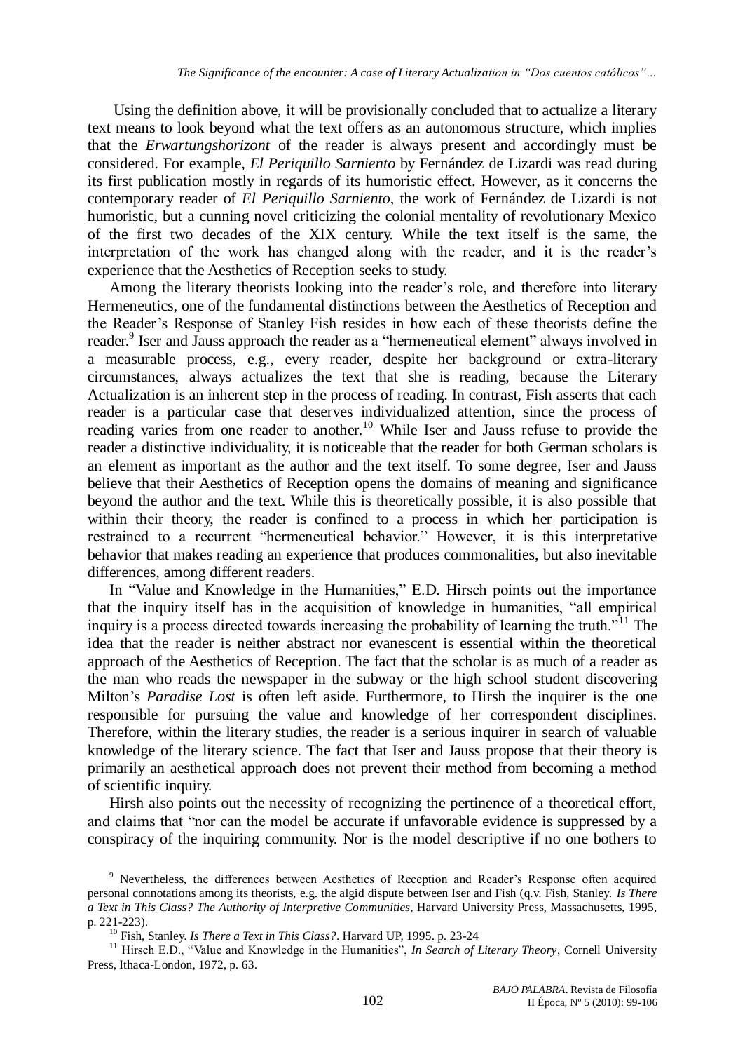Using the definition above, it will be provisionally concluded that to actualize a literary text means to look beyond what the text offers as an autonomous structure, which implies that the *Erwartungshorizont* of the reader is always present and accordingly must be considered. For example, *El Periquillo Sarniento* by Fernández de Lizardi was read during its first publication mostly in regards of its humoristic effect. However, as it concerns the contemporary reader of *El Periquillo Sarniento*, the work of Fernández de Lizardi is not humoristic, but a cunning novel criticizing the colonial mentality of revolutionary Mexico of the first two decades of the XIX century. While the text itself is the same, the interpretation of the work has changed along with the reader, and it is the reader's experience that the Aesthetics of Reception seeks to study.

Among the literary theorists looking into the reader's role, and therefore into literary Hermeneutics, one of the fundamental distinctions between the Aesthetics of Reception and the Reader's Response of Stanley Fish resides in how each of these theorists define the reader.[9] Iser and Jauss approach the reader as a "hermeneutical element" always involved in a measurable process, e.g., every reader, despite her background or extra-literary circumstances, always actualizes the text that she is reading, because the Literary Actualization is an inherent step in the process of reading. In contrast, Fish asserts that each reader is a particular case that deserves individualized attention, since the process of reading varies from one reader to another.[10] While Iser and Jauss refuse to provide the reader a distinctive individuality, it is noticeable that the reader for both German scholars is an element as important as the author and the text itself. To some degree, Iser and Jauss believe that their Aesthetics of Reception opens the domains of meaning and significance beyond the author and the text. While this is theoretically possible, it is also possible that within their theory, the reader is confined to a process in which her participation is restrained to a recurrent "hermeneutical behavior." However, it is this interpretative behavior that makes reading an experience that produces commonalities, but also inevitable differences, among different readers.

In "Value and Knowledge in the Humanities," E.D. Hirsch points out the importance that the inquiry itself has in the acquisition of knowledge in humanities, "all empirical inquiry is a process directed towards increasing the probability of learning the truth."[11] The idea that the reader is neither abstract nor evanescent is essential within the theoretical approach of the Aesthetics of Reception. The fact that the scholar is as much of a reader as the man who reads the newspaper in the subway or the high school student discovering Milton's *Paradise Lost* is often left aside. Furthermore, to Hirsh the inquirer is the one responsible for pursuing the value and knowledge of her correspondent disciplines. Therefore, within the literary studies, the reader is a serious inquirer in search of valuable knowledge of the literary science. The fact that Iser and Jauss propose that their theory is primarily an aesthetical approach does not prevent their method from becoming a method of scientific inquiry.

Hirsh also points out the necessity of recognizing the pertinence of a theoretical effort, and claims that "nor can the model be accurate if unfavorable evidence is suppressed by a conspiracy of the inquiring community. Nor is the model descriptive if no one bothers to

---

[9] Nevertheless, the differences between Aesthetics of Reception and Reader's Response often acquired personal connotations among its theorists, e.g. the algid dispute between Iser and Fish (q.v. Fish, Stanley. *Is There a Text in This Class? The Authority of Interpretive Communities*, Harvard University Press, Massachusetts, 1995, p. 221-223).

[10] Fish, Stanley. *Is There a Text in This Class?*. Harvard UP, 1995. p. 23-24

[11] Hirsch E.D., "Value and Knowledge in the Humanities", *In Search of Literary Theory*, Cornell University Press, Ithaca-London, 1972, p. 63.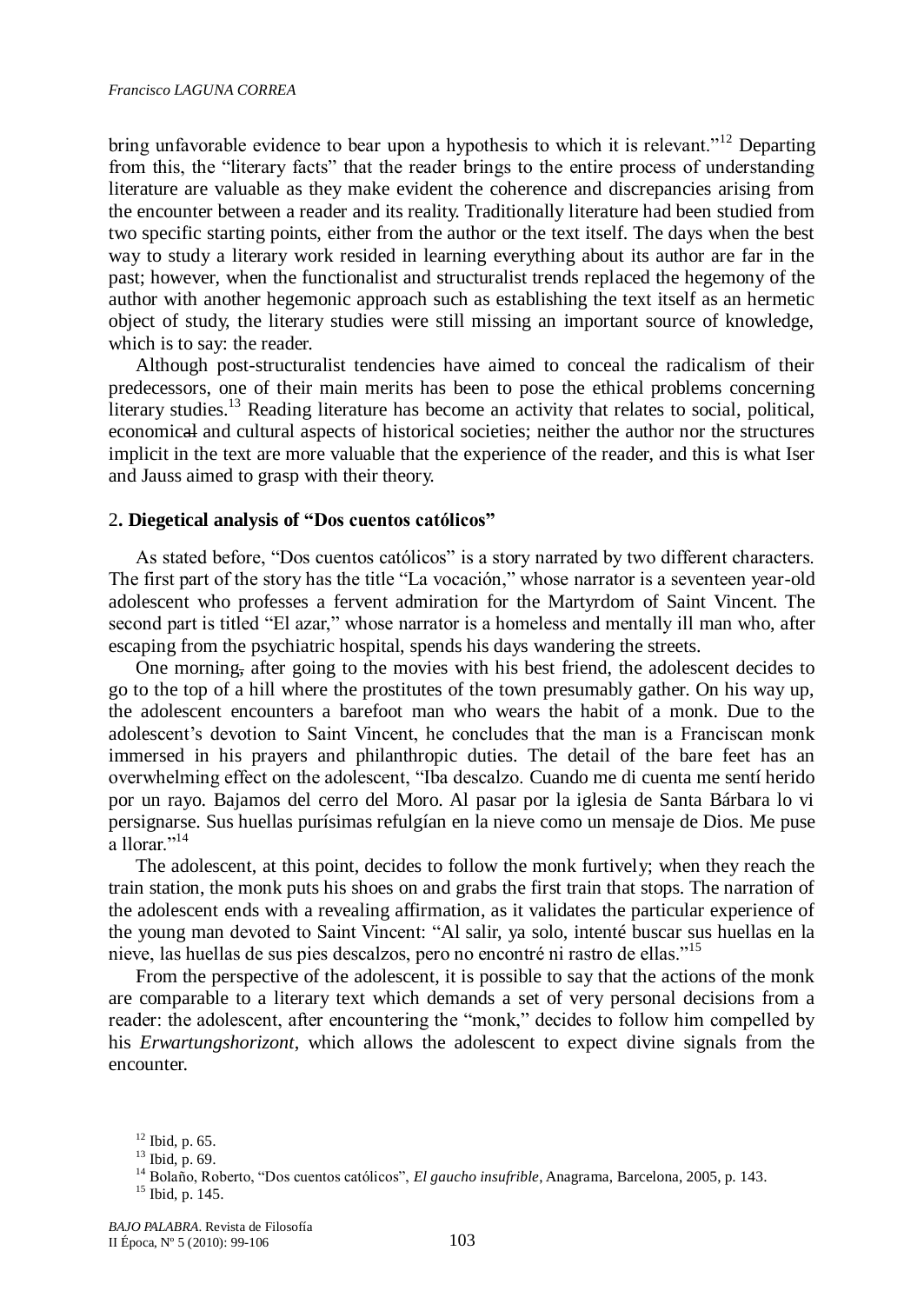bring unfavorable evidence to bear upon a hypothesis to which it is relevant."[12] Departing from this, the "literary facts" that the reader brings to the entire process of understanding literature are valuable as they make evident the coherence and discrepancies arising from the encounter between a reader and its reality. Traditionally literature had been studied from two specific starting points, either from the author or the text itself. The days when the best way to study a literary work resided in learning everything about its author are far in the past; however, when the functionalist and structuralist trends replaced the hegemony of the author with another hegemonic approach such as establishing the text itself as an hermetic object of study, the literary studies were still missing an important source of knowledge, which is to say: the reader.

Although post-structuralist tendencies have aimed to conceal the radicalism of their predecessors, one of their main merits has been to pose the ethical problems concerning literary studies.[13] Reading literature has become an activity that relates to social, political, economical and cultural aspects of historical societies; neither the author nor the structures implicit in the text are more valuable that the experience of the reader, and this is what Iser and Jauss aimed to grasp with their theory.

## 2. Diegetical analysis of "Dos cuentos católicos"

As stated before, "Dos cuentos católicos" is a story narrated by two different characters. The first part of the story has the title "La vocación," whose narrator is a seventeen year-old adolescent who professes a fervent admiration for the Martyrdom of Saint Vincent. The second part is titled "El azar," whose narrator is a homeless and mentally ill man who, after escaping from the psychiatric hospital, spends his days wandering the streets.

One morning, after going to the movies with his best friend, the adolescent decides to go to the top of a hill where the prostitutes of the town presumably gather. On his way up, the adolescent encounters a barefoot man who wears the habit of a monk. Due to the adolescent's devotion to Saint Vincent, he concludes that the man is a Franciscan monk immersed in his prayers and philanthropic duties. The detail of the bare feet has an overwhelming effect on the adolescent, "Iba descalzo. Cuando me di cuenta me sentí herido por un rayo. Bajamos del cerro del Moro. Al pasar por la iglesia de Santa Bárbara lo vi persignarse. Sus huellas purísimas refulgían en la nieve como un mensaje de Dios. Me puse a llorar."[14]

The adolescent, at this point, decides to follow the monk furtively; when they reach the train station, the monk puts his shoes on and grabs the first train that stops. The narration of the adolescent ends with a revealing affirmation, as it validates the particular experience of the young man devoted to Saint Vincent: "Al salir, ya solo, intenté buscar sus huellas en la nieve, las huellas de sus pies descalzos, pero no encontré ni rastro de ellas."[15]

From the perspective of the adolescent, it is possible to say that the actions of the monk are comparable to a literary text which demands a set of very personal decisions from a reader: the adolescent, after encountering the "monk," decides to follow him compelled by his *Erwartungshorizont*, which allows the adolescent to expect divine signals from the encounter.

---

[12] Ibid, p. 65.

[13] Ibid, p. 69.

[14] Bolaño, Roberto, "Dos cuentos católicos", *El gaucho insufrible*, Anagrama, Barcelona, 2005, p. 143.

[15] Ibid, p. 145.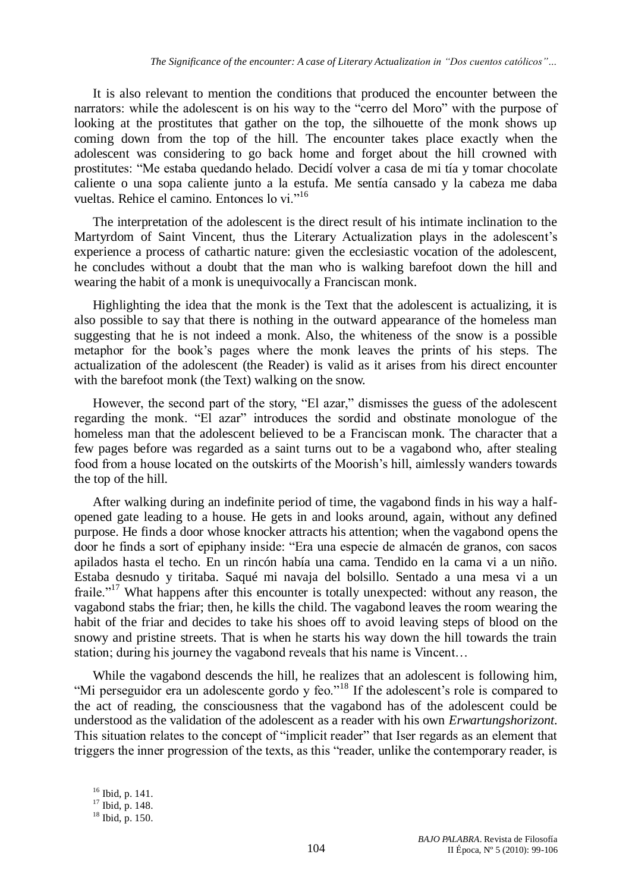It is also relevant to mention the conditions that produced the encounter between the narrators: while the adolescent is on his way to the "cerro del Moro" with the purpose of looking at the prostitutes that gather on the top, the silhouette of the monk shows up coming down from the top of the hill. The encounter takes place exactly when the adolescent was considering to go back home and forget about the hill crowned with prostitutes: "Me estaba quedando helado. Decidí volver a casa de mi tía y tomar chocolate caliente o una sopa caliente junto a la estufa. Me sentía cansado y la cabeza me daba vueltas. Rehice el camino. Entonces lo vi."[16]

The interpretation of the adolescent is the direct result of his intimate inclination to the Martyrdom of Saint Vincent, thus the Literary Actualization plays in the adolescent's experience a process of cathartic nature: given the ecclesiastic vocation of the adolescent, he concludes without a doubt that the man who is walking barefoot down the hill and wearing the habit of a monk is unequivocally a Franciscan monk.

Highlighting the idea that the monk is the Text that the adolescent is actualizing, it is also possible to say that there is nothing in the outward appearance of the homeless man suggesting that he is not indeed a monk. Also, the whiteness of the snow is a possible metaphor for the book's pages where the monk leaves the prints of his steps. The actualization of the adolescent (the Reader) is valid as it arises from his direct encounter with the barefoot monk (the Text) walking on the snow.

However, the second part of the story, "El azar," dismisses the guess of the adolescent regarding the monk. "El azar" introduces the sordid and obstinate monologue of the homeless man that the adolescent believed to be a Franciscan monk. The character that a few pages before was regarded as a saint turns out to be a vagabond who, after stealing food from a house located on the outskirts of the Moorish's hill, aimlessly wanders towards the top of the hill.

After walking during an indefinite period of time, the vagabond finds in his way a half-opened gate leading to a house. He gets in and looks around, again, without any defined purpose. He finds a door whose knocker attracts his attention; when the vagabond opens the door he finds a sort of epiphany inside: "Era una especie de almacén de granos, con sacos apilados hasta el techo. En un rincón había una cama. Tendido en la cama vi a un niño. Estaba desnudo y tiritaba. Saqué mi navaja del bolsillo. Sentado a una mesa vi a un fraile."[17] What happens after this encounter is totally unexpected: without any reason, the vagabond stabs the friar; then, he kills the child. The vagabond leaves the room wearing the habit of the friar and decides to take his shoes off to avoid leaving steps of blood on the snowy and pristine streets. That is when he starts his way down the hill towards the train station; during his journey the vagabond reveals that his name is Vincent…

While the vagabond descends the hill, he realizes that an adolescent is following him, "Mi perseguidor era un adolescente gordo y feo."[18] If the adolescent's role is compared to the act of reading, the consciousness that the vagabond has of the adolescent could be understood as the validation of the adolescent as a reader with his own *Erwartungshorizont*. This situation relates to the concept of "implicit reader" that Iser regards as an element that triggers the inner progression of the texts, as this "reader, unlike the contemporary reader, is

[16] Ibid, p. 141.

[17] Ibid, p. 148.

[18] Ibid, p. 150.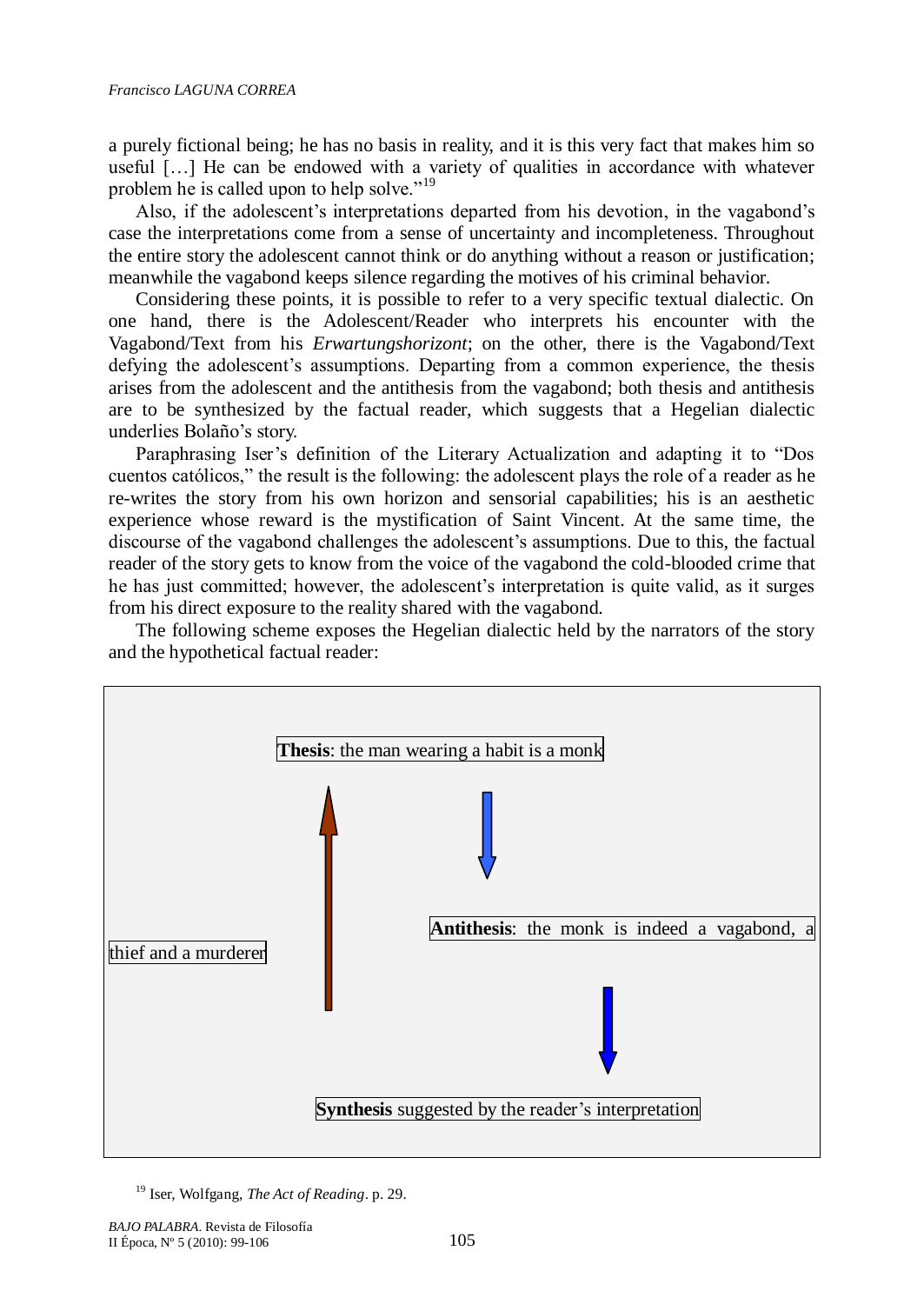a purely fictional being; he has no basis in reality, and it is this very fact that makes him so useful […] He can be endowed with a variety of qualities in accordance with whatever problem he is called upon to help solve."[19]

Also, if the adolescent's interpretations departed from his devotion, in the vagabond's case the interpretations come from a sense of uncertainty and incompleteness. Throughout the entire story the adolescent cannot think or do anything without a reason or justification; meanwhile the vagabond keeps silence regarding the motives of his criminal behavior.

Considering these points, it is possible to refer to a very specific textual dialectic. On one hand, there is the Adolescent/Reader who interprets his encounter with the Vagabond/Text from his *Erwartungshorizont*; on the other, there is the Vagabond/Text defying the adolescent's assumptions. Departing from a common experience, the thesis arises from the adolescent and the antithesis from the vagabond; both thesis and antithesis are to be synthesized by the factual reader, which suggests that a Hegelian dialectic underlies Bolaño's story.

Paraphrasing Iser's definition of the Literary Actualization and adapting it to "Dos cuentos católicos," the result is the following: the adolescent plays the role of a reader as he re-writes the story from his own horizon and sensorial capabilities; his is an aesthetic experience whose reward is the mystification of Saint Vincent. At the same time, the discourse of the vagabond challenges the adolescent's assumptions. Due to this, the factual reader of the story gets to know from the voice of the vagabond the cold-blooded crime that he has just committed; however, the adolescent's interpretation is quite valid, as it surges from his direct exposure to the reality shared with the vagabond.

The following scheme exposes the Hegelian dialectic held by the narrators of the story and the hypothetical factual reader:

**Thesis**: the man wearing a habit is a monk

**Antithesis**: the monk is indeed a vagabond, a thief and a murderer

**Synthesis** suggested by the reader's interpretation

[19] Iser, Wolfgang, *The Act of Reading*. p. 29.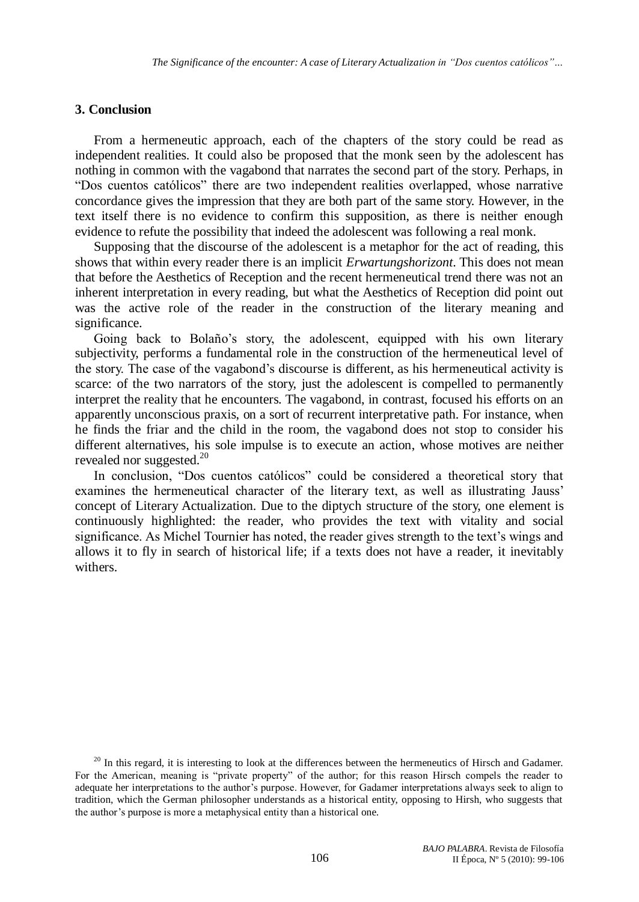## 3. Conclusion

From a hermeneutic approach, each of the chapters of the story could be read as independent realities. It could also be proposed that the monk seen by the adolescent has nothing in common with the vagabond that narrates the second part of the story. Perhaps, in "Dos cuentos católicos" there are two independent realities overlapped, whose narrative concordance gives the impression that they are both part of the same story. However, in the text itself there is no evidence to confirm this supposition, as there is neither enough evidence to refute the possibility that indeed the adolescent was following a real monk.

Supposing that the discourse of the adolescent is a metaphor for the act of reading, this shows that within every reader there is an implicit *Erwartungshorizont*. This does not mean that before the Aesthetics of Reception and the recent hermeneutical trend there was not an inherent interpretation in every reading, but what the Aesthetics of Reception did point out was the active role of the reader in the construction of the literary meaning and significance.

Going back to Bolaño's story, the adolescent, equipped with his own literary subjectivity, performs a fundamental role in the construction of the hermeneutical level of the story. The case of the vagabond's discourse is different, as his hermeneutical activity is scarce: of the two narrators of the story, just the adolescent is compelled to permanently interpret the reality that he encounters. The vagabond, in contrast, focused his efforts on an apparently unconscious praxis, on a sort of recurrent interpretative path. For instance, when he finds the friar and the child in the room, the vagabond does not stop to consider his different alternatives, his sole impulse is to execute an action, whose motives are neither revealed nor suggested.[20]

In conclusion, "Dos cuentos católicos" could be considered a theoretical story that examines the hermeneutical character of the literary text, as well as illustrating Jauss' concept of Literary Actualization. Due to the diptych structure of the story, one element is continuously highlighted: the reader, who provides the text with vitality and social significance. As Michel Tournier has noted, the reader gives strength to the text's wings and allows it to fly in search of historical life; if a texts does not have a reader, it inevitably withers.

[20] In this regard, it is interesting to look at the differences between the hermeneutics of Hirsch and Gadamer. For the American, meaning is "private property" of the author; for this reason Hirsch compels the reader to adequate her interpretations to the author's purpose. However, for Gadamer interpretations always seek to align to tradition, which the German philosopher understands as a historical entity, opposing to Hirsh, who suggests that the author's purpose is more a metaphysical entity than a historical one.